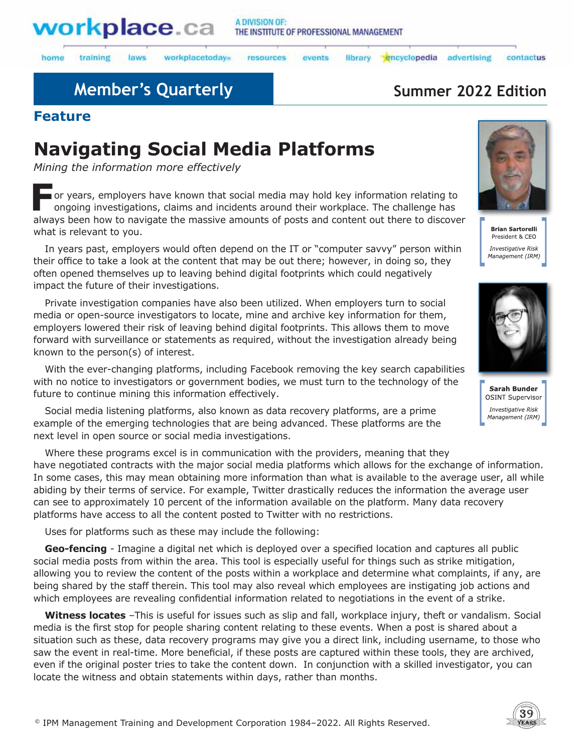# Member's Quarterly

## Summer 2022 Edition

### Feature

# Navigating Social Media Platforms

*Mining the information more effectively*

**Brian Sartorelli**
President & CEO
*Investigative Risk Management (IRM)*

**Sarah Bunder**
OSINT Supervisor
*Investigative Risk Management (IRM)*

For years, employers have known that social media may hold key information relating to ongoing investigations, claims and incidents around their workplace. The challenge has always been how to navigate the massive amounts of posts and content out there to discover what is relevant to you.

In years past, employers would often depend on the IT or "computer savvy" person within their office to take a look at the content that may be out there; however, in doing so, they often opened themselves up to leaving behind digital footprints which could negatively impact the future of their investigations.

Private investigation companies have also been utilized. When employers turn to social media or open-source investigators to locate, mine and archive key information for them, employers lowered their risk of leaving behind digital footprints. This allows them to move forward with surveillance or statements as required, without the investigation already being known to the person(s) of interest.

With the ever-changing platforms, including Facebook removing the key search capabilities with no notice to investigators or government bodies, we must turn to the technology of the future to continue mining this information effectively.

Social media listening platforms, also known as data recovery platforms, are a prime example of the emerging technologies that are being advanced. These platforms are the next level in open source or social media investigations.

Where these programs excel is in communication with the providers, meaning that they have negotiated contracts with the major social media platforms which allows for the exchange of information. In some cases, this may mean obtaining more information than what is available to the average user, all while abiding by their terms of service. For example, Twitter drastically reduces the information the average user can see to approximately 10 percent of the information available on the platform. Many data recovery platforms have access to all the content posted to Twitter with no restrictions.

Uses for platforms such as these may include the following:

**Geo-fencing** - Imagine a digital net which is deployed over a specified location and captures all public social media posts from within the area. This tool is especially useful for things such as strike mitigation, allowing you to review the content of the posts within a workplace and determine what complaints, if any, are being shared by the staff therein. This tool may also reveal which employees are instigating job actions and which employees are revealing confidential information related to negotiations in the event of a strike.

**Witness locates** –This is useful for issues such as slip and fall, workplace injury, theft or vandalism. Social media is the first stop for people sharing content relating to these events. When a post is shared about a situation such as these, data recovery programs may give you a direct link, including username, to those who saw the event in real-time. More beneficial, if these posts are captured within these tools, they are archived, even if the original poster tries to take the content down. In conjunction with a skilled investigator, you can locate the witness and obtain statements within days, rather than months.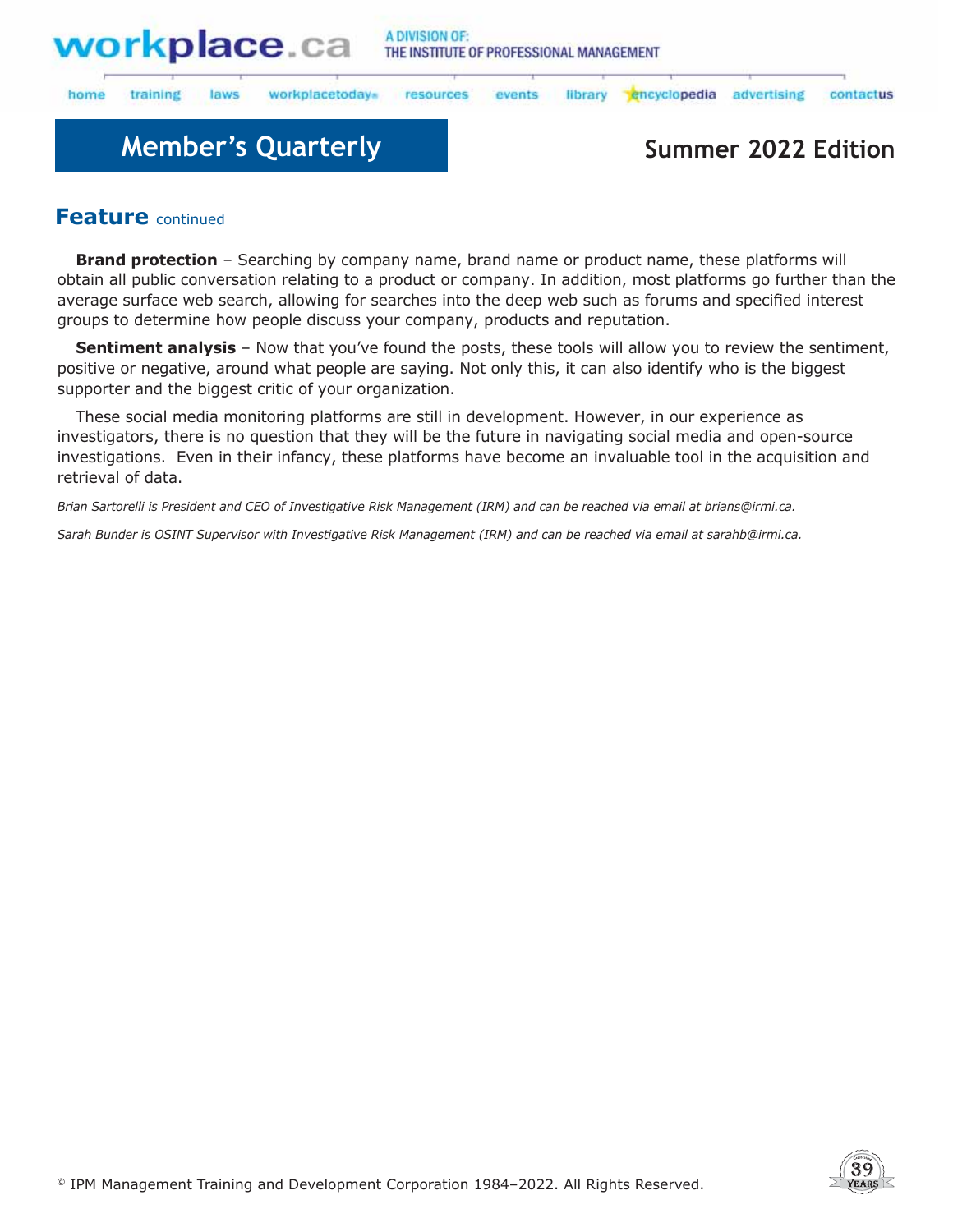## Feature continued

**Brand protection** – Searching by company name, brand name or product name, these platforms will obtain all public conversation relating to a product or company. In addition, most platforms go further than the average surface web search, allowing for searches into the deep web such as forums and specified interest groups to determine how people discuss your company, products and reputation.

**Sentiment analysis** – Now that you've found the posts, these tools will allow you to review the sentiment, positive or negative, around what people are saying. Not only this, it can also identify who is the biggest supporter and the biggest critic of your organization.

These social media monitoring platforms are still in development. However, in our experience as investigators, there is no question that they will be the future in navigating social media and open-source investigations. Even in their infancy, these platforms have become an invaluable tool in the acquisition and retrieval of data.

*Brian Sartorelli is President and CEO of Investigative Risk Management (IRM) and can be reached via email at brians@irmi.ca.*

*Sarah Bunder is OSINT Supervisor with Investigative Risk Management (IRM) and can be reached via email at sarahb@irmi.ca.*